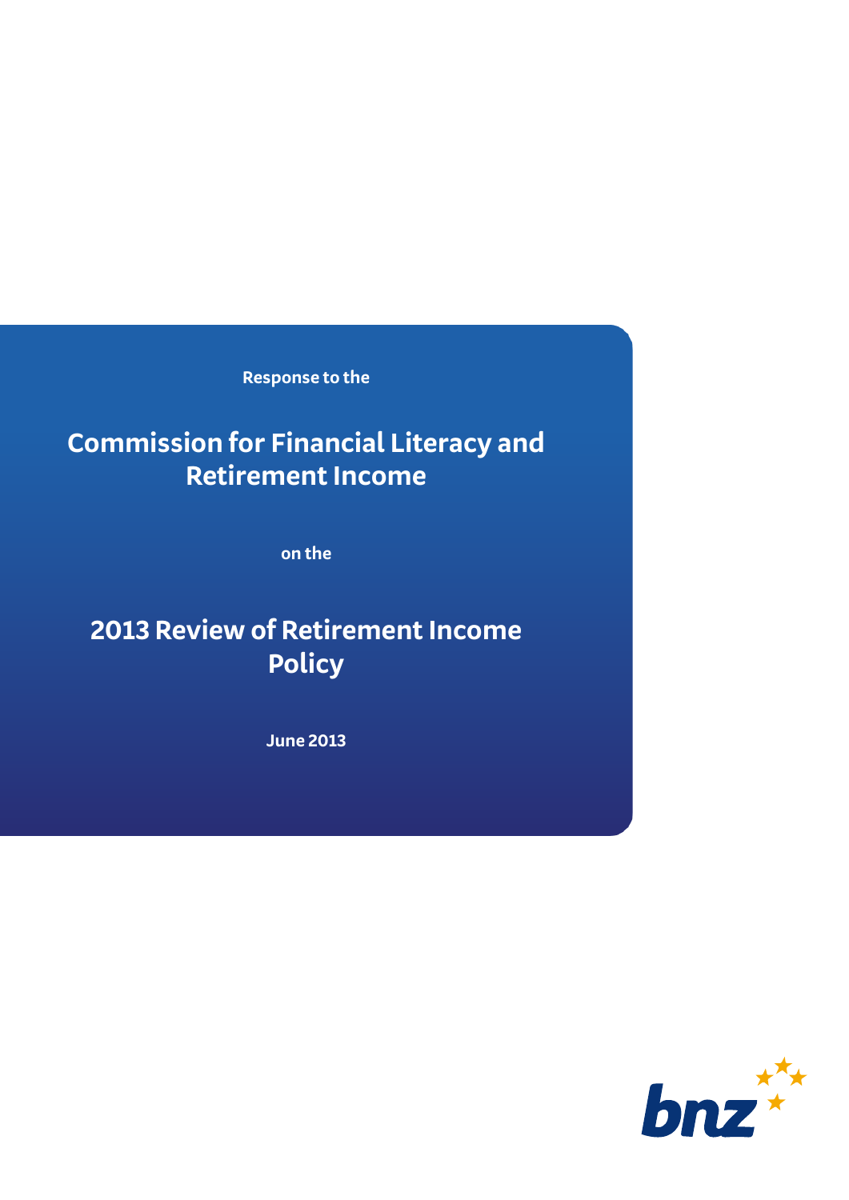Response to the

# Commission for Financial Literacy and Retirement Income

on the

# 2013 Review of Retirement Income Policy

June 2013

bnz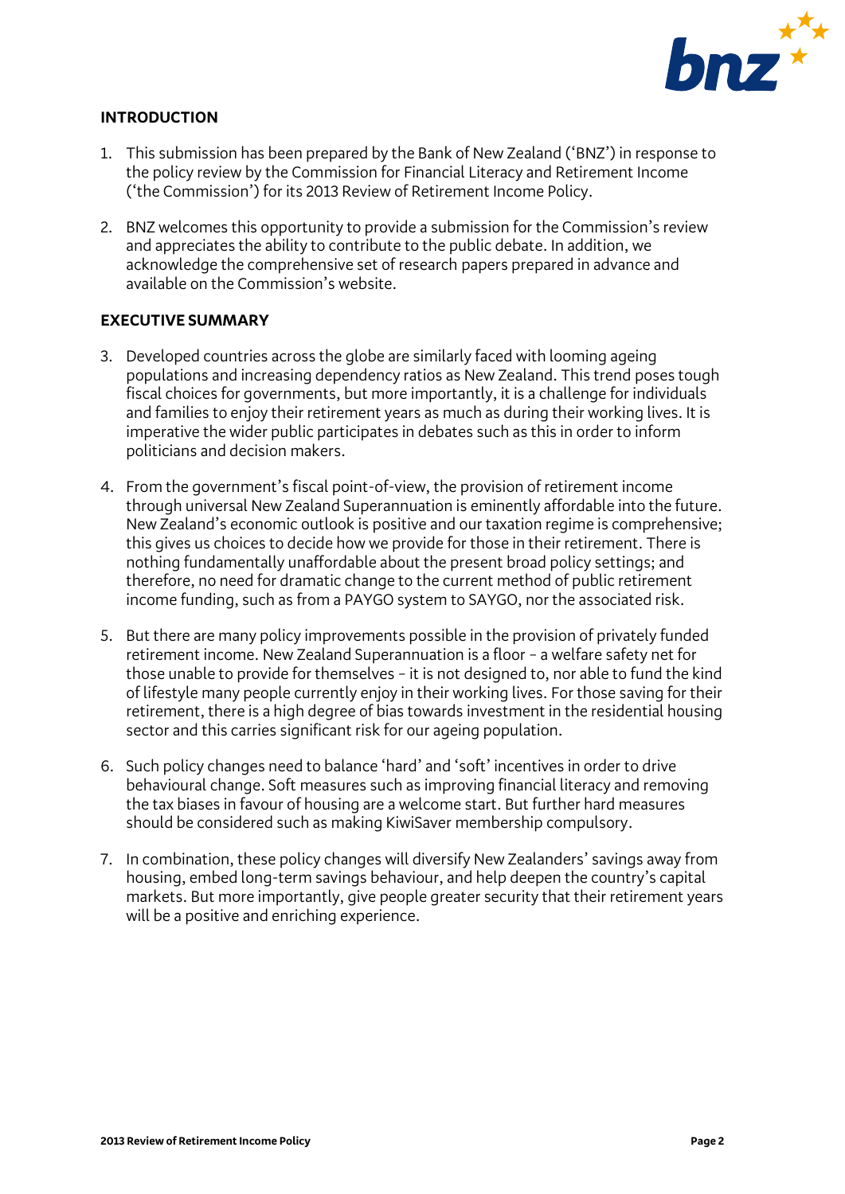## INTRODUCTION

1. This submission has been prepared by the Bank of New Zealand ('BNZ') in response to the policy review by the Commission for Financial Literacy and Retirement Income ('the Commission') for its 2013 Review of Retirement Income Policy.

2. BNZ welcomes this opportunity to provide a submission for the Commission's review and appreciates the ability to contribute to the public debate. In addition, we acknowledge the comprehensive set of research papers prepared in advance and available on the Commission's website.

## EXECUTIVE SUMMARY

3. Developed countries across the globe are similarly faced with looming ageing populations and increasing dependency ratios as New Zealand. This trend poses tough fiscal choices for governments, but more importantly, it is a challenge for individuals and families to enjoy their retirement years as much as during their working lives. It is imperative the wider public participates in debates such as this in order to inform politicians and decision makers.

4. From the government's fiscal point-of-view, the provision of retirement income through universal New Zealand Superannuation is eminently affordable into the future. New Zealand's economic outlook is positive and our taxation regime is comprehensive; this gives us choices to decide how we provide for those in their retirement. There is nothing fundamentally unaffordable about the present broad policy settings; and therefore, no need for dramatic change to the current method of public retirement income funding, such as from a PAYGO system to SAYGO, nor the associated risk.

5. But there are many policy improvements possible in the provision of privately funded retirement income. New Zealand Superannuation is a floor – a welfare safety net for those unable to provide for themselves – it is not designed to, nor able to fund the kind of lifestyle many people currently enjoy in their working lives. For those saving for their retirement, there is a high degree of bias towards investment in the residential housing sector and this carries significant risk for our ageing population.

6. Such policy changes need to balance 'hard' and 'soft' incentives in order to drive behavioural change. Soft measures such as improving financial literacy and removing the tax biases in favour of housing are a welcome start. But further hard measures should be considered such as making KiwiSaver membership compulsory.

7. In combination, these policy changes will diversify New Zealanders' savings away from housing, embed long-term savings behaviour, and help deepen the country's capital markets. But more importantly, give people greater security that their retirement years will be a positive and enriching experience.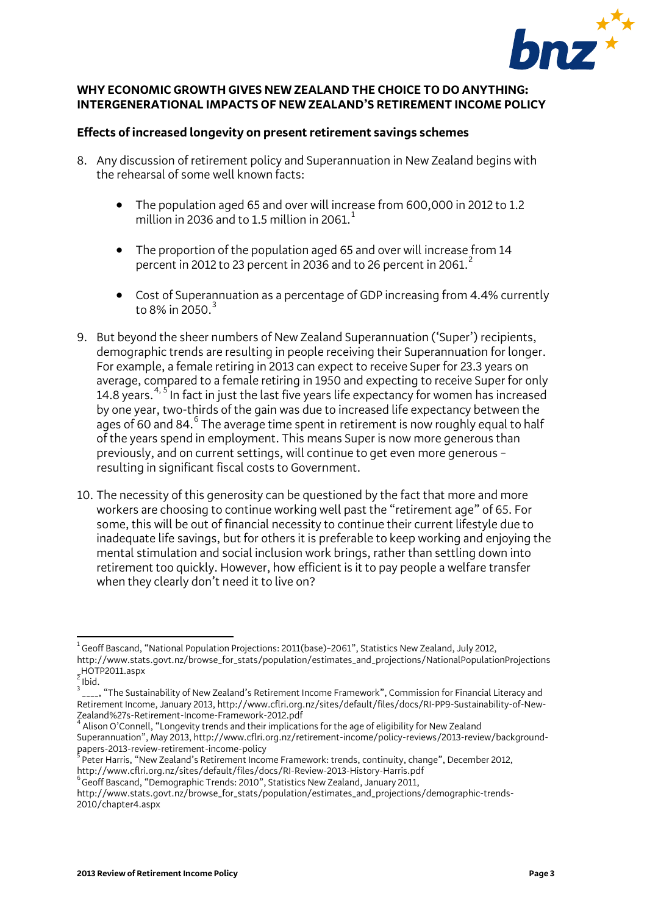**WHY ECONOMIC GROWTH GIVES NEW ZEALAND THE CHOICE TO DO ANYTHING: INTERGENERATIONAL IMPACTS OF NEW ZEALAND'S RETIREMENT INCOME POLICY**

## Effects of increased longevity on present retirement savings schemes

8. Any discussion of retirement policy and Superannuation in New Zealand begins with the rehearsal of some well known facts:

   - The population aged 65 and over will increase from 600,000 in 2012 to 1.2 million in 2036 and to 1.5 million in 2061.[1]
   - The proportion of the population aged 65 and over will increase from 14 percent in 2012 to 23 percent in 2036 and to 26 percent in 2061.[2]
   - Cost of Superannuation as a percentage of GDP increasing from 4.4% currently to 8% in 2050.[3]

9. But beyond the sheer numbers of New Zealand Superannuation ('Super') recipients, demographic trends are resulting in people receiving their Superannuation for longer. For example, a female retiring in 2013 can expect to receive Super for 23.3 years on average, compared to a female retiring in 1950 and expecting to receive Super for only 14.8 years.[4, 5] In fact in just the last five years life expectancy for women has increased by one year, two-thirds of the gain was due to increased life expectancy between the ages of 60 and 84.[6] The average time spent in retirement is now roughly equal to half of the years spend in employment. This means Super is now more generous than previously, and on current settings, will continue to get even more generous – resulting in significant fiscal costs to Government.

10. The necessity of this generosity can be questioned by the fact that more and more workers are choosing to continue working well past the "retirement age" of 65. For some, this will be out of financial necessity to continue their current lifestyle due to inadequate life savings, but for others it is preferable to keep working and enjoying the mental stimulation and social inclusion work brings, rather than settling down into retirement too quickly. However, how efficient is it to pay people a welfare transfer when they clearly don't need it to live on?

---

[1] Geoff Bascand, "National Population Projections: 2011(base)–2061", Statistics New Zealand, July 2012, http://www.stats.govt.nz/browse_for_stats/population/estimates_and_projections/NationalPopulationProjections_HOTP2011.aspx

[2] Ibid.

[3] ____, "The Sustainability of New Zealand's Retirement Income Framework", Commission for Financial Literacy and Retirement Income, January 2013, http://www.cflri.org.nz/sites/default/files/docs/RI-PP9-Sustainability-of-New-Zealand%27s-Retirement-Income-Framework-2012.pdf

[4] Alison O'Connell, "Longevity trends and their implications for the age of eligibility for New Zealand Superannuation", May 2013, http://www.cflri.org.nz/retirement-income/policy-reviews/2013-review/background-papers-2013-review-retirement-income-policy

[5] Peter Harris, "New Zealand's Retirement Income Framework: trends, continuity, change", December 2012, http://www.cflri.org.nz/sites/default/files/docs/RI-Review-2013-History-Harris.pdf

[6] Geoff Bascand, "Demographic Trends: 2010", Statistics New Zealand, January 2011, http://www.stats.govt.nz/browse_for_stats/population/estimates_and_projections/demographic-trends-2010/chapter4.aspx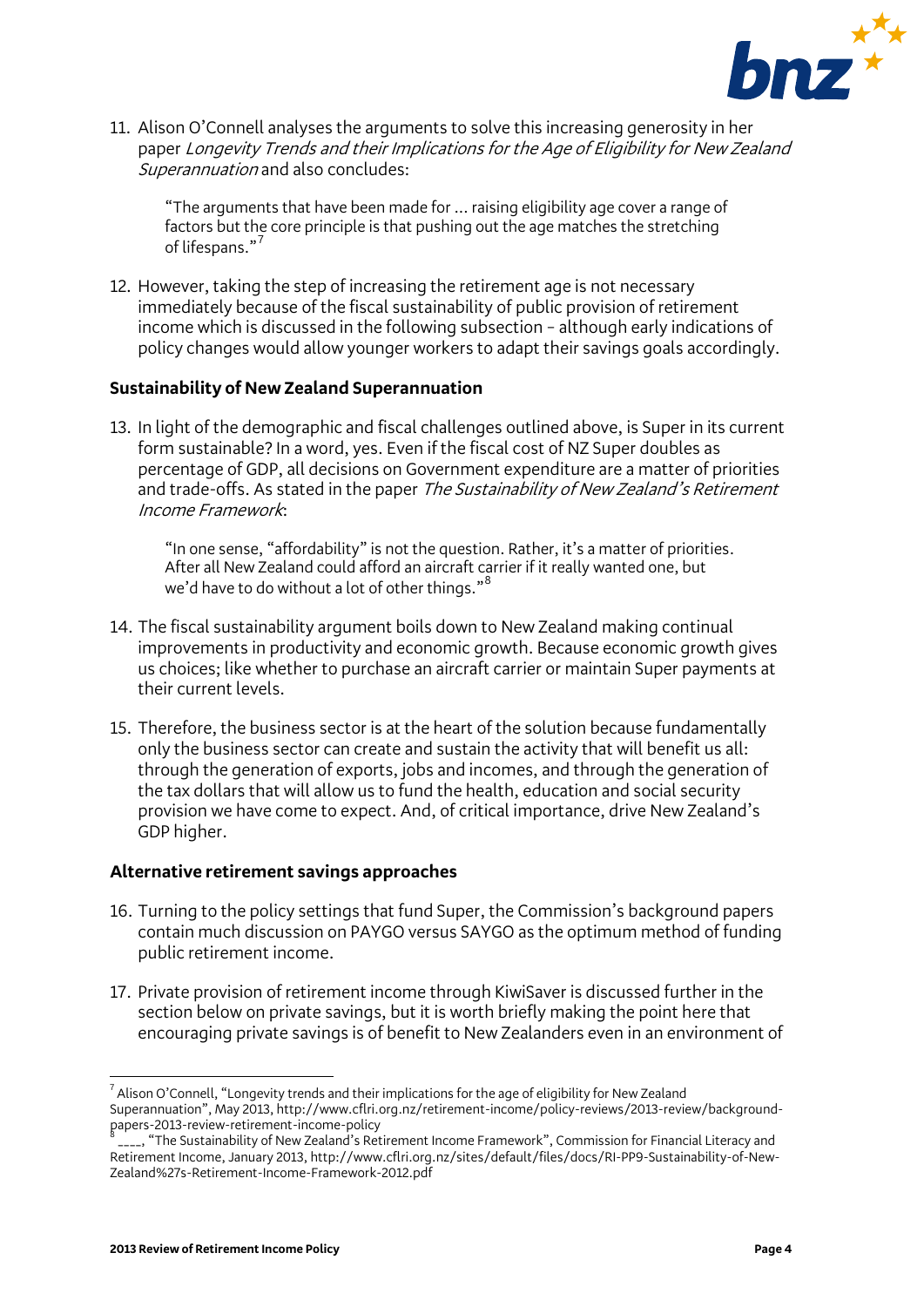11. Alison O'Connell analyses the arguments to solve this increasing generosity in her paper *Longevity Trends and their Implications for the Age of Eligibility for New Zealand Superannuation* and also concludes:

    > "The arguments that have been made for … raising eligibility age cover a range of factors but the core principle is that pushing out the age matches the stretching of lifespans."[7]

12. However, taking the step of increasing the retirement age is not necessary immediately because of the fiscal sustainability of public provision of retirement income which is discussed in the following subsection – although early indications of policy changes would allow younger workers to adapt their savings goals accordingly.

**Sustainability of New Zealand Superannuation**

13. In light of the demographic and fiscal challenges outlined above, is Super in its current form sustainable? In a word, yes. Even if the fiscal cost of NZ Super doubles as percentage of GDP, all decisions on Government expenditure are a matter of priorities and trade-offs. As stated in the paper *The Sustainability of New Zealand's Retirement Income Framework*:

    > "In one sense, "affordability" is not the question. Rather, it's a matter of priorities. After all New Zealand could afford an aircraft carrier if it really wanted one, but we'd have to do without a lot of other things."[8]

14. The fiscal sustainability argument boils down to New Zealand making continual improvements in productivity and economic growth. Because economic growth gives us choices; like whether to purchase an aircraft carrier or maintain Super payments at their current levels.

15. Therefore, the business sector is at the heart of the solution because fundamentally only the business sector can create and sustain the activity that will benefit us all: through the generation of exports, jobs and incomes, and through the generation of the tax dollars that will allow us to fund the health, education and social security provision we have come to expect. And, of critical importance, drive New Zealand's GDP higher.

**Alternative retirement savings approaches**

16. Turning to the policy settings that fund Super, the Commission's background papers contain much discussion on PAYGO versus SAYGO as the optimum method of funding public retirement income.

17. Private provision of retirement income through KiwiSaver is discussed further in the section below on private savings, but it is worth briefly making the point here that encouraging private savings is of benefit to New Zealanders even in an environment of

---

[7] Alison O'Connell, "Longevity trends and their implications for the age of eligibility for New Zealand Superannuation", May 2013, http://www.cflri.org.nz/retirement-income/policy-reviews/2013-review/background-papers-2013-review-retirement-income-policy

[8] ____, "The Sustainability of New Zealand's Retirement Income Framework", Commission for Financial Literacy and Retirement Income, January 2013, http://www.cflri.org.nz/sites/default/files/docs/RI-PP9-Sustainability-of-New-Zealand%27s-Retirement-Income-Framework-2012.pdf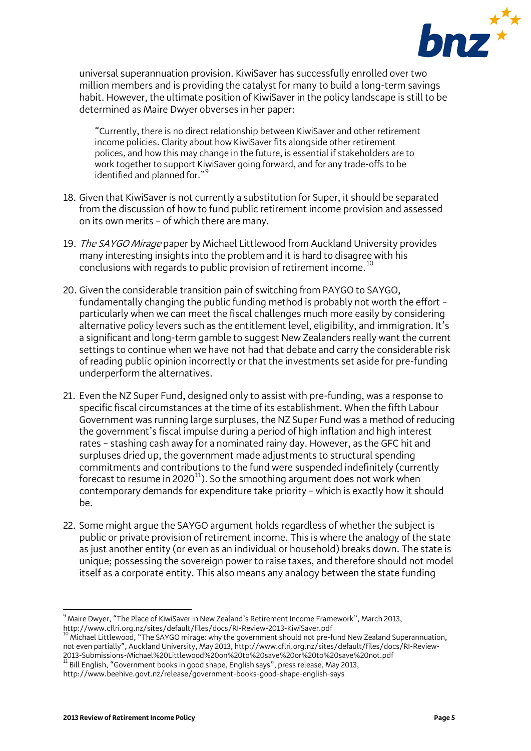universal superannuation provision. KiwiSaver has successfully enrolled over two million members and is providing the catalyst for many to build a long-term savings habit. However, the ultimate position of KiwiSaver in the policy landscape is still to be determined as Maire Dwyer obverses in her paper:

> "Currently, there is no direct relationship between KiwiSaver and other retirement income policies. Clarity about how KiwiSaver fits alongside other retirement polices, and how this may change in the future, is essential if stakeholders are to work together to support KiwiSaver going forward, and for any trade-offs to be identified and planned for."[9]

18. Given that KiwiSaver is not currently a substitution for Super, it should be separated from the discussion of how to fund public retirement income provision and assessed on its own merits – of which there are many.

19. *The SAYGO Mirage* paper by Michael Littlewood from Auckland University provides many interesting insights into the problem and it is hard to disagree with his conclusions with regards to public provision of retirement income.[10]

20. Given the considerable transition pain of switching from PAYGO to SAYGO, fundamentally changing the public funding method is probably not worth the effort – particularly when we can meet the fiscal challenges much more easily by considering alternative policy levers such as the entitlement level, eligibility, and immigration. It's a significant and long-term gamble to suggest New Zealanders really want the current settings to continue when we have not had that debate and carry the considerable risk of reading public opinion incorrectly or that the investments set aside for pre-funding underperform the alternatives.

21. Even the NZ Super Fund, designed only to assist with pre-funding, was a response to specific fiscal circumstances at the time of its establishment. When the fifth Labour Government was running large surpluses, the NZ Super Fund was a method of reducing the government's fiscal impulse during a period of high inflation and high interest rates – stashing cash away for a nominated rainy day. However, as the GFC hit and surpluses dried up, the government made adjustments to structural spending commitments and contributions to the fund were suspended indefinitely (currently forecast to resume in 2020[11]). So the smoothing argument does not work when contemporary demands for expenditure take priority – which is exactly how it should be.

22. Some might argue the SAYGO argument holds regardless of whether the subject is public or private provision of retirement income. This is where the analogy of the state as just another entity (or even as an individual or household) breaks down. The state is unique; possessing the sovereign power to raise taxes, and therefore should not model itself as a corporate entity. This also means any analogy between the state funding

---

[9] Maire Dwyer, "The Place of KiwiSaver in New Zealand's Retirement Income Framework", March 2013, http://www.cflri.org.nz/sites/default/files/docs/RI-Review-2013-KiwiSaver.pdf

[10] Michael Littlewood, "The SAYGO mirage: why the government should not pre-fund New Zealand Superannuation, not even partially", Auckland University, May 2013, http://www.cflri.org.nz/sites/default/files/docs/RI-Review-2013-Submissions-Michael%20Littlewood%20on%20to%20save%20or%20to%20save%20not.pdf

[11] Bill English, "Government books in good shape, English says", press release, May 2013, http://www.beehive.govt.nz/release/government-books-good-shape-english-says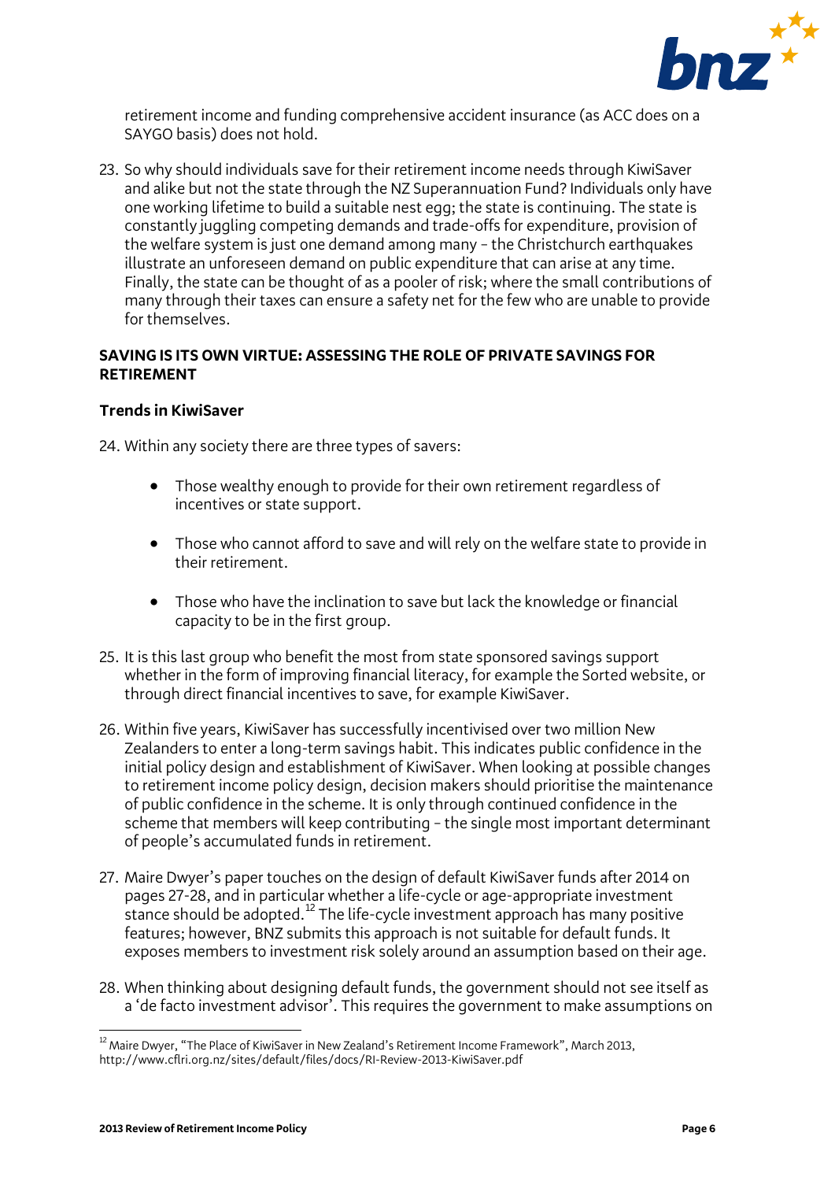retirement income and funding comprehensive accident insurance (as ACC does on a SAYGO basis) does not hold.

23. So why should individuals save for their retirement income needs through KiwiSaver and alike but not the state through the NZ Superannuation Fund? Individuals only have one working lifetime to build a suitable nest egg; the state is continuing. The state is constantly juggling competing demands and trade-offs for expenditure, provision of the welfare system is just one demand among many – the Christchurch earthquakes illustrate an unforeseen demand on public expenditure that can arise at any time. Finally, the state can be thought of as a pooler of risk; where the small contributions of many through their taxes can ensure a safety net for the few who are unable to provide for themselves.

## SAVING IS ITS OWN VIRTUE: ASSESSING THE ROLE OF PRIVATE SAVINGS FOR RETIREMENT

### Trends in KiwiSaver

24. Within any society there are three types of savers:

    - Those wealthy enough to provide for their own retirement regardless of incentives or state support.
    - Those who cannot afford to save and will rely on the welfare state to provide in their retirement.
    - Those who have the inclination to save but lack the knowledge or financial capacity to be in the first group.

25. It is this last group who benefit the most from state sponsored savings support whether in the form of improving financial literacy, for example the Sorted website, or through direct financial incentives to save, for example KiwiSaver.

26. Within five years, KiwiSaver has successfully incentivised over two million New Zealanders to enter a long-term savings habit. This indicates public confidence in the initial policy design and establishment of KiwiSaver. When looking at possible changes to retirement income policy design, decision makers should prioritise the maintenance of public confidence in the scheme. It is only through continued confidence in the scheme that members will keep contributing – the single most important determinant of people's accumulated funds in retirement.

27. Maire Dwyer's paper touches on the design of default KiwiSaver funds after 2014 on pages 27-28, and in particular whether a life-cycle or age-appropriate investment stance should be adopted.[12] The life-cycle investment approach has many positive features; however, BNZ submits this approach is not suitable for default funds. It exposes members to investment risk solely around an assumption based on their age.

28. When thinking about designing default funds, the government should not see itself as a 'de facto investment advisor'. This requires the government to make assumptions on

[12] Maire Dwyer, "The Place of KiwiSaver in New Zealand's Retirement Income Framework", March 2013, http://www.cflri.org.nz/sites/default/files/docs/RI-Review-2013-KiwiSaver.pdf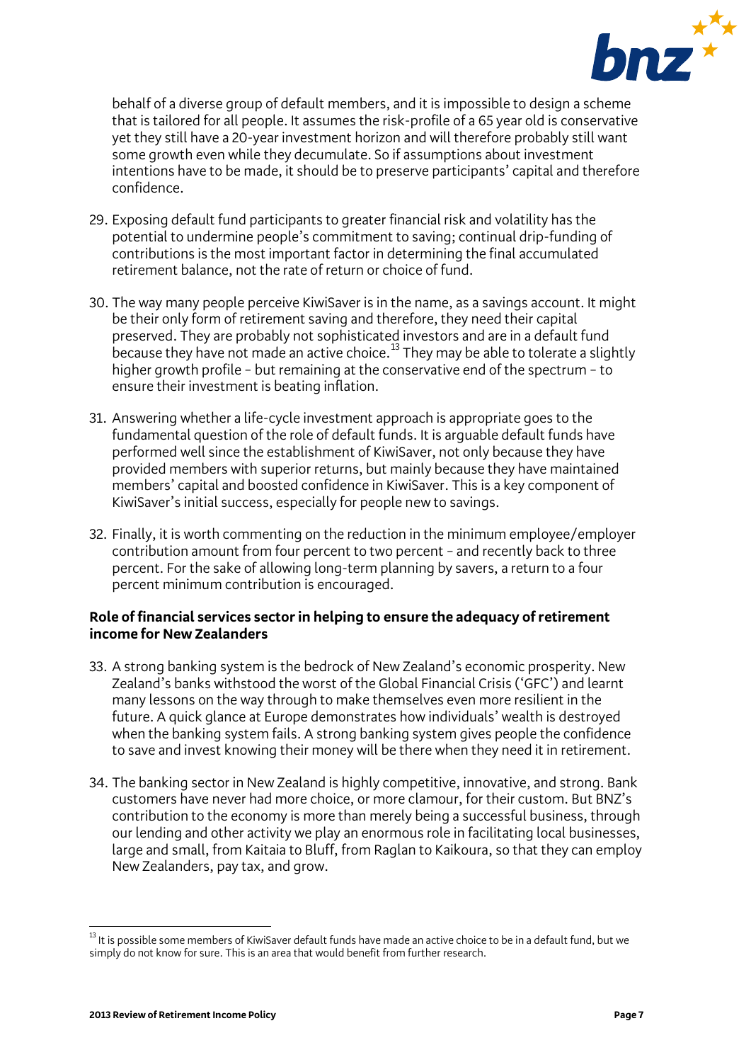behalf of a diverse group of default members, and it is impossible to design a scheme that is tailored for all people. It assumes the risk-profile of a 65 year old is conservative yet they still have a 20-year investment horizon and will therefore probably still want some growth even while they decumulate. So if assumptions about investment intentions have to be made, it should be to preserve participants' capital and therefore confidence.

29. Exposing default fund participants to greater financial risk and volatility has the potential to undermine people's commitment to saving; continual drip-funding of contributions is the most important factor in determining the final accumulated retirement balance, not the rate of return or choice of fund.

30. The way many people perceive KiwiSaver is in the name, as a savings account. It might be their only form of retirement saving and therefore, they need their capital preserved. They are probably not sophisticated investors and are in a default fund because they have not made an active choice.[13] They may be able to tolerate a slightly higher growth profile – but remaining at the conservative end of the spectrum – to ensure their investment is beating inflation.

31. Answering whether a life-cycle investment approach is appropriate goes to the fundamental question of the role of default funds. It is arguable default funds have performed well since the establishment of KiwiSaver, not only because they have provided members with superior returns, but mainly because they have maintained members' capital and boosted confidence in KiwiSaver. This is a key component of KiwiSaver's initial success, especially for people new to savings.

32. Finally, it is worth commenting on the reduction in the minimum employee/employer contribution amount from four percent to two percent – and recently back to three percent. For the sake of allowing long-term planning by savers, a return to a four percent minimum contribution is encouraged.

**Role of financial services sector in helping to ensure the adequacy of retirement income for New Zealanders**

33. A strong banking system is the bedrock of New Zealand's economic prosperity. New Zealand's banks withstood the worst of the Global Financial Crisis ('GFC') and learnt many lessons on the way through to make themselves even more resilient in the future. A quick glance at Europe demonstrates how individuals' wealth is destroyed when the banking system fails. A strong banking system gives people the confidence to save and invest knowing their money will be there when they need it in retirement.

34. The banking sector in New Zealand is highly competitive, innovative, and strong. Bank customers have never had more choice, or more clamour, for their custom. But BNZ's contribution to the economy is more than merely being a successful business, through our lending and other activity we play an enormous role in facilitating local businesses, large and small, from Kaitaia to Bluff, from Raglan to Kaikoura, so that they can employ New Zealanders, pay tax, and grow.

---

[13] It is possible some members of KiwiSaver default funds have made an active choice to be in a default fund, but we simply do not know for sure. This is an area that would benefit from further research.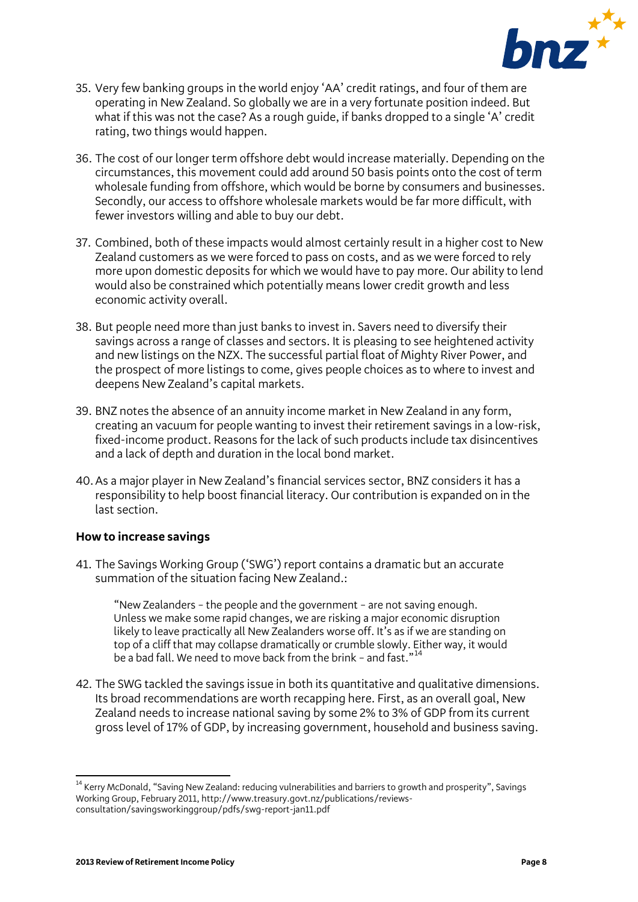35. Very few banking groups in the world enjoy 'AA' credit ratings, and four of them are operating in New Zealand. So globally we are in a very fortunate position indeed. But what if this was not the case? As a rough guide, if banks dropped to a single 'A' credit rating, two things would happen.

36. The cost of our longer term offshore debt would increase materially. Depending on the circumstances, this movement could add around 50 basis points onto the cost of term wholesale funding from offshore, which would be borne by consumers and businesses. Secondly, our access to offshore wholesale markets would be far more difficult, with fewer investors willing and able to buy our debt.

37. Combined, both of these impacts would almost certainly result in a higher cost to New Zealand customers as we were forced to pass on costs, and as we were forced to rely more upon domestic deposits for which we would have to pay more. Our ability to lend would also be constrained which potentially means lower credit growth and less economic activity overall.

38. But people need more than just banks to invest in. Savers need to diversify their savings across a range of classes and sectors. It is pleasing to see heightened activity and new listings on the NZX. The successful partial float of Mighty River Power, and the prospect of more listings to come, gives people choices as to where to invest and deepens New Zealand's capital markets.

39. BNZ notes the absence of an annuity income market in New Zealand in any form, creating an vacuum for people wanting to invest their retirement savings in a low-risk, fixed-income product. Reasons for the lack of such products include tax disincentives and a lack of depth and duration in the local bond market.

40. As a major player in New Zealand's financial services sector, BNZ considers it has a responsibility to help boost financial literacy. Our contribution is expanded on in the last section.

**How to increase savings**

41. The Savings Working Group ('SWG') report contains a dramatic but an accurate summation of the situation facing New Zealand.:

> "New Zealanders – the people and the government – are not saving enough. Unless we make some rapid changes, we are risking a major economic disruption likely to leave practically all New Zealanders worse off. It's as if we are standing on top of a cliff that may collapse dramatically or crumble slowly. Either way, it would be a bad fall. We need to move back from the brink – and fast."[14]

42. The SWG tackled the savings issue in both its quantitative and qualitative dimensions. Its broad recommendations are worth recapping here. First, as an overall goal, New Zealand needs to increase national saving by some 2% to 3% of GDP from its current gross level of 17% of GDP, by increasing government, household and business saving.

---

[14] Kerry McDonald, "Saving New Zealand: reducing vulnerabilities and barriers to growth and prosperity", Savings Working Group, February 2011, http://www.treasury.govt.nz/publications/reviews-consultation/savingsworkinggroup/pdfs/swg-report-jan11.pdf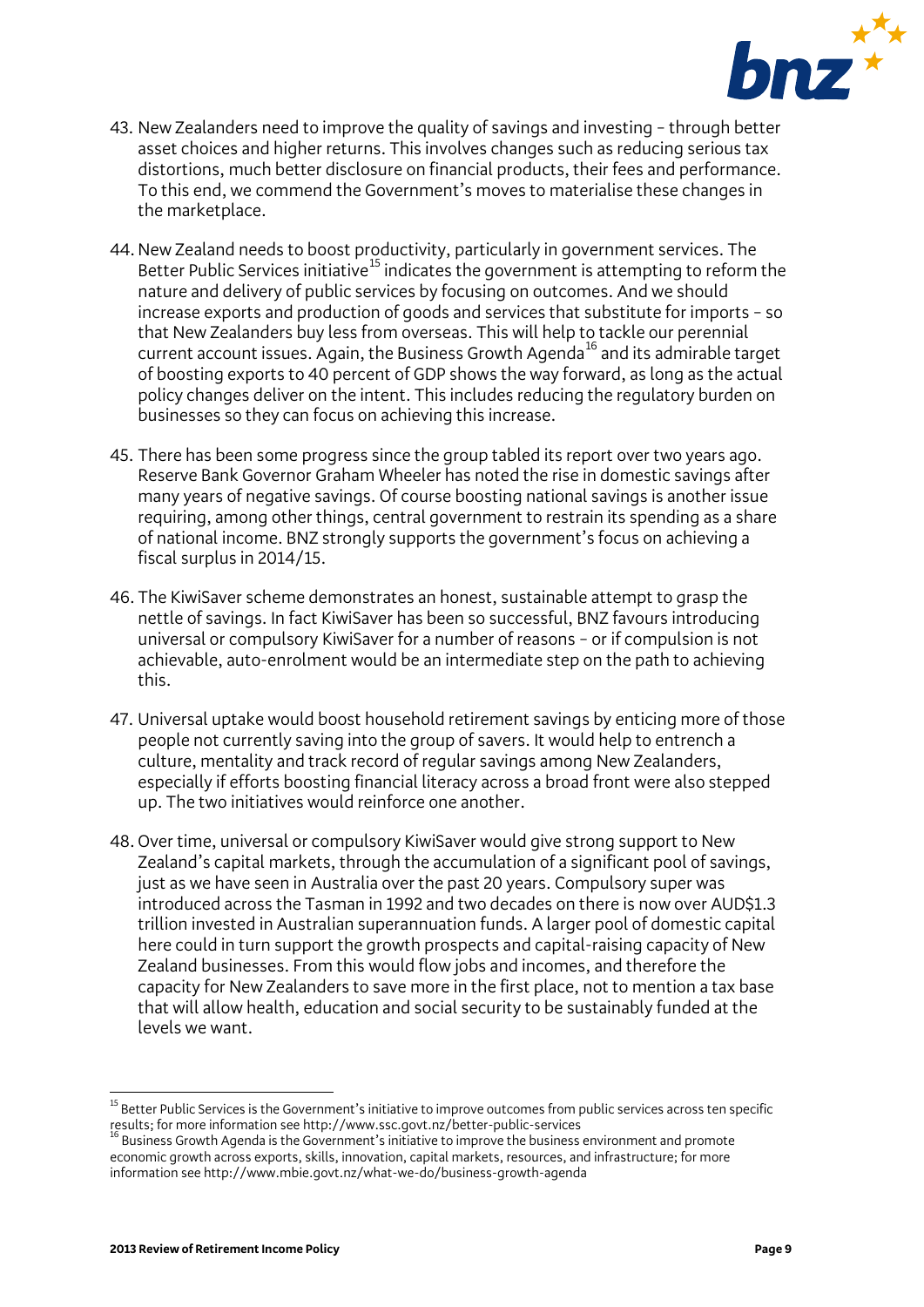43. New Zealanders need to improve the quality of savings and investing – through better asset choices and higher returns. This involves changes such as reducing serious tax distortions, much better disclosure on financial products, their fees and performance. To this end, we commend the Government's moves to materialise these changes in the marketplace.

44. New Zealand needs to boost productivity, particularly in government services. The Better Public Services initiative[15] indicates the government is attempting to reform the nature and delivery of public services by focusing on outcomes. And we should increase exports and production of goods and services that substitute for imports – so that New Zealanders buy less from overseas. This will help to tackle our perennial current account issues. Again, the Business Growth Agenda[16] and its admirable target of boosting exports to 40 percent of GDP shows the way forward, as long as the actual policy changes deliver on the intent. This includes reducing the regulatory burden on businesses so they can focus on achieving this increase.

45. There has been some progress since the group tabled its report over two years ago. Reserve Bank Governor Graham Wheeler has noted the rise in domestic savings after many years of negative savings. Of course boosting national savings is another issue requiring, among other things, central government to restrain its spending as a share of national income. BNZ strongly supports the government's focus on achieving a fiscal surplus in 2014/15.

46. The KiwiSaver scheme demonstrates an honest, sustainable attempt to grasp the nettle of savings. In fact KiwiSaver has been so successful, BNZ favours introducing universal or compulsory KiwiSaver for a number of reasons – or if compulsion is not achievable, auto-enrolment would be an intermediate step on the path to achieving this.

47. Universal uptake would boost household retirement savings by enticing more of those people not currently saving into the group of savers. It would help to entrench a culture, mentality and track record of regular savings among New Zealanders, especially if efforts boosting financial literacy across a broad front were also stepped up. The two initiatives would reinforce one another.

48. Over time, universal or compulsory KiwiSaver would give strong support to New Zealand's capital markets, through the accumulation of a significant pool of savings, just as we have seen in Australia over the past 20 years. Compulsory super was introduced across the Tasman in 1992 and two decades on there is now over AUD$1.3 trillion invested in Australian superannuation funds. A larger pool of domestic capital here could in turn support the growth prospects and capital-raising capacity of New Zealand businesses. From this would flow jobs and incomes, and therefore the capacity for New Zealanders to save more in the first place, not to mention a tax base that will allow health, education and social security to be sustainably funded at the levels we want.

---

[15] Better Public Services is the Government's initiative to improve outcomes from public services across ten specific results; for more information see http://www.ssc.govt.nz/better-public-services

[16] Business Growth Agenda is the Government's initiative to improve the business environment and promote economic growth across exports, skills, innovation, capital markets, resources, and infrastructure; for more information see http://www.mbie.govt.nz/what-we-do/business-growth-agenda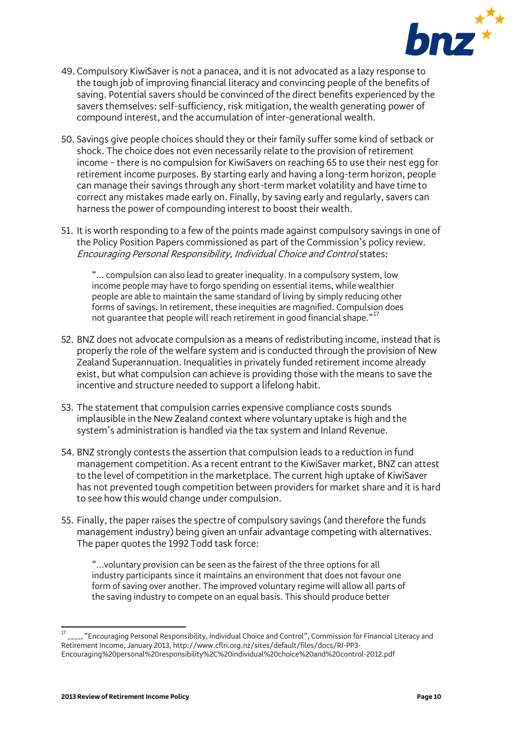49. Compulsory KiwiSaver is not a panacea, and it is not advocated as a lazy response to the tough job of improving financial literacy and convincing people of the benefits of saving. Potential savers should be convinced of the direct benefits experienced by the savers themselves: self-sufficiency, risk mitigation, the wealth generating power of compound interest, and the accumulation of inter-generational wealth.

50. Savings give people choices should they or their family suffer some kind of setback or shock. The choice does not even necessarily relate to the provision of retirement income – there is no compulsion for KiwiSavers on reaching 65 to use their nest egg for retirement income purposes. By starting early and having a long-term horizon, people can manage their savings through any short-term market volatility and have time to correct any mistakes made early on. Finally, by saving early and regularly, savers can harness the power of compounding interest to boost their wealth.

51. It is worth responding to a few of the points made against compulsory savings in one of the Policy Position Papers commissioned as part of the Commission's policy review. *Encouraging Personal Responsibility, Individual Choice and Control* states:

    "... compulsion can also lead to greater inequality. In a compulsory system, low income people may have to forgo spending on essential items, while wealthier people are able to maintain the same standard of living by simply reducing other forms of savings. In retirement, these inequities are magnified. Compulsion does not guarantee that people will reach retirement in good financial shape."[17]

52. BNZ does not advocate compulsion as a means of redistributing income, instead that is properly the role of the welfare system and is conducted through the provision of New Zealand Superannuation. Inequalities in privately funded retirement income already exist, but what compulsion can achieve is providing those with the means to save the incentive and structure needed to support a lifelong habit.

53. The statement that compulsion carries expensive compliance costs sounds implausible in the New Zealand context where voluntary uptake is high and the system's administration is handled via the tax system and Inland Revenue.

54. BNZ strongly contests the assertion that compulsion leads to a reduction in fund management competition. As a recent entrant to the KiwiSaver market, BNZ can attest to the level of competition in the marketplace. The current high uptake of KiwiSaver has not prevented tough competition between providers for market share and it is hard to see how this would change under compulsion.

55. Finally, the paper raises the spectre of compulsory savings (and therefore the funds management industry) being given an unfair advantage competing with alternatives. The paper quotes the 1992 Todd task force:

    "...voluntary provision can be seen as the fairest of the three options for all industry participants since it maintains an environment that does not favour one form of saving over another. The improved voluntary regime will allow all parts of the saving industry to compete on an equal basis. This should produce better

---

[17] ____, "Encouraging Personal Responsibility, Individual Choice and Control", Commission for Financial Literacy and Retirement Income, January 2013, http://www.cflri.org.nz/sites/default/files/docs/RI-PP3-Encouraging%20personal%20responsibility%2C%20individual%20choice%20and%20control-2012.pdf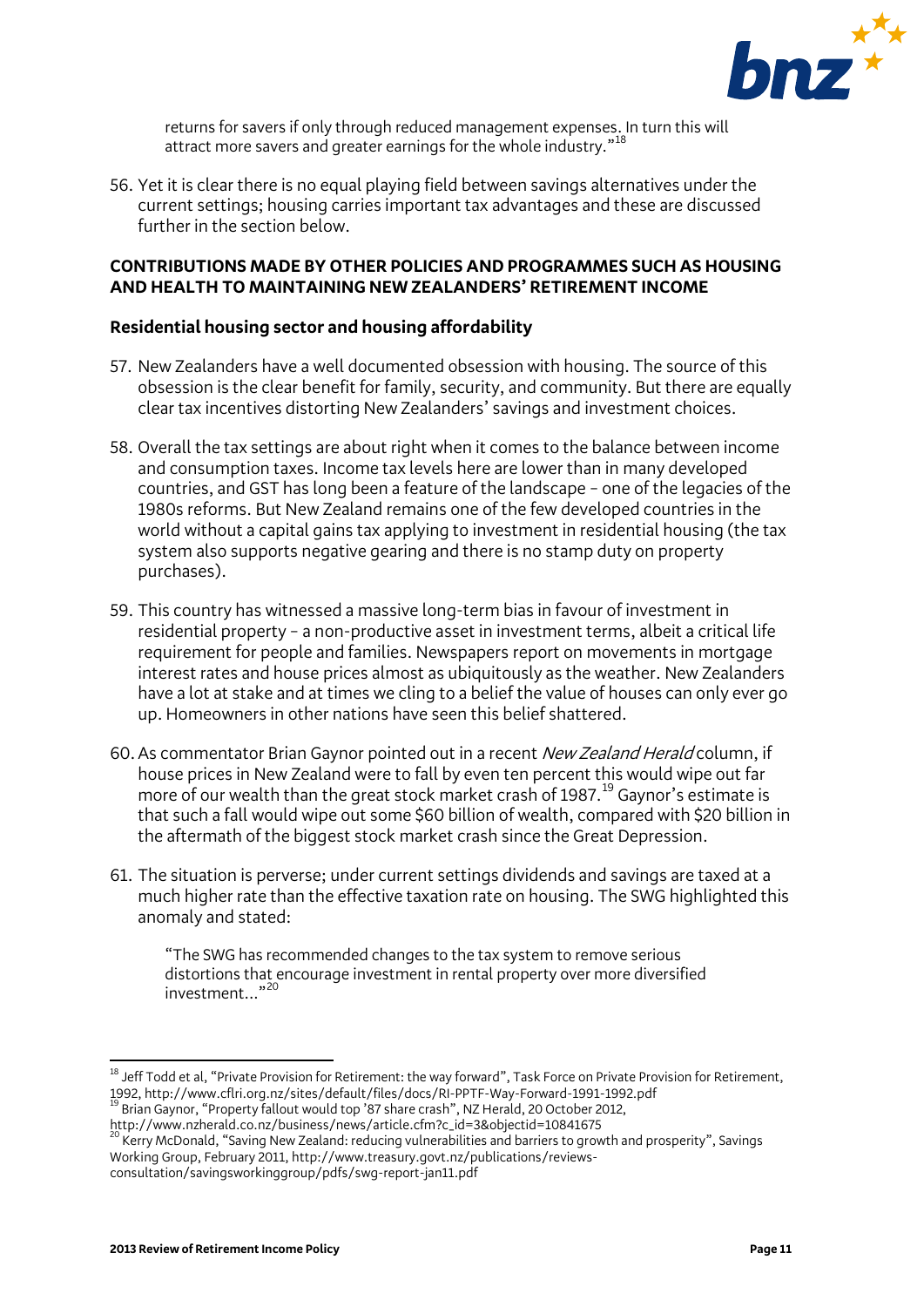returns for savers if only through reduced management expenses. In turn this will attract more savers and greater earnings for the whole industry."[18]

56. Yet it is clear there is no equal playing field between savings alternatives under the current settings; housing carries important tax advantages and these are discussed further in the section below.

## CONTRIBUTIONS MADE BY OTHER POLICIES AND PROGRAMMES SUCH AS HOUSING AND HEALTH TO MAINTAINING NEW ZEALANDERS' RETIREMENT INCOME

### Residential housing sector and housing affordability

57. New Zealanders have a well documented obsession with housing. The source of this obsession is the clear benefit for family, security, and community. But there are equally clear tax incentives distorting New Zealanders' savings and investment choices.

58. Overall the tax settings are about right when it comes to the balance between income and consumption taxes. Income tax levels here are lower than in many developed countries, and GST has long been a feature of the landscape – one of the legacies of the 1980s reforms. But New Zealand remains one of the few developed countries in the world without a capital gains tax applying to investment in residential housing (the tax system also supports negative gearing and there is no stamp duty on property purchases).

59. This country has witnessed a massive long-term bias in favour of investment in residential property – a non-productive asset in investment terms, albeit a critical life requirement for people and families. Newspapers report on movements in mortgage interest rates and house prices almost as ubiquitously as the weather. New Zealanders have a lot at stake and at times we cling to a belief the value of houses can only ever go up. Homeowners in other nations have seen this belief shattered.

60. As commentator Brian Gaynor pointed out in a recent *New Zealand Herald* column, if house prices in New Zealand were to fall by even ten percent this would wipe out far more of our wealth than the great stock market crash of 1987.[19] Gaynor's estimate is that such a fall would wipe out some $60 billion of wealth, compared with $20 billion in the aftermath of the biggest stock market crash since the Great Depression.

61. The situation is perverse; under current settings dividends and savings are taxed at a much higher rate than the effective taxation rate on housing. The SWG highlighted this anomaly and stated:

> "The SWG has recommended changes to the tax system to remove serious distortions that encourage investment in rental property over more diversified investment..."[20]

---

[18] Jeff Todd et al, "Private Provision for Retirement: the way forward", Task Force on Private Provision for Retirement, 1992, http://www.cflri.org.nz/sites/default/files/docs/RI-PPTF-Way-Forward-1991-1992.pdf

[19] Brian Gaynor, "Property fallout would top '87 share crash", NZ Herald, 20 October 2012, http://www.nzherald.co.nz/business/news/article.cfm?c_id=3&objectid=10841675

[20] Kerry McDonald, "Saving New Zealand: reducing vulnerabilities and barriers to growth and prosperity", Savings Working Group, February 2011, http://www.treasury.govt.nz/publications/reviews-consultation/savingsworkinggroup/pdfs/swg-report-jan11.pdf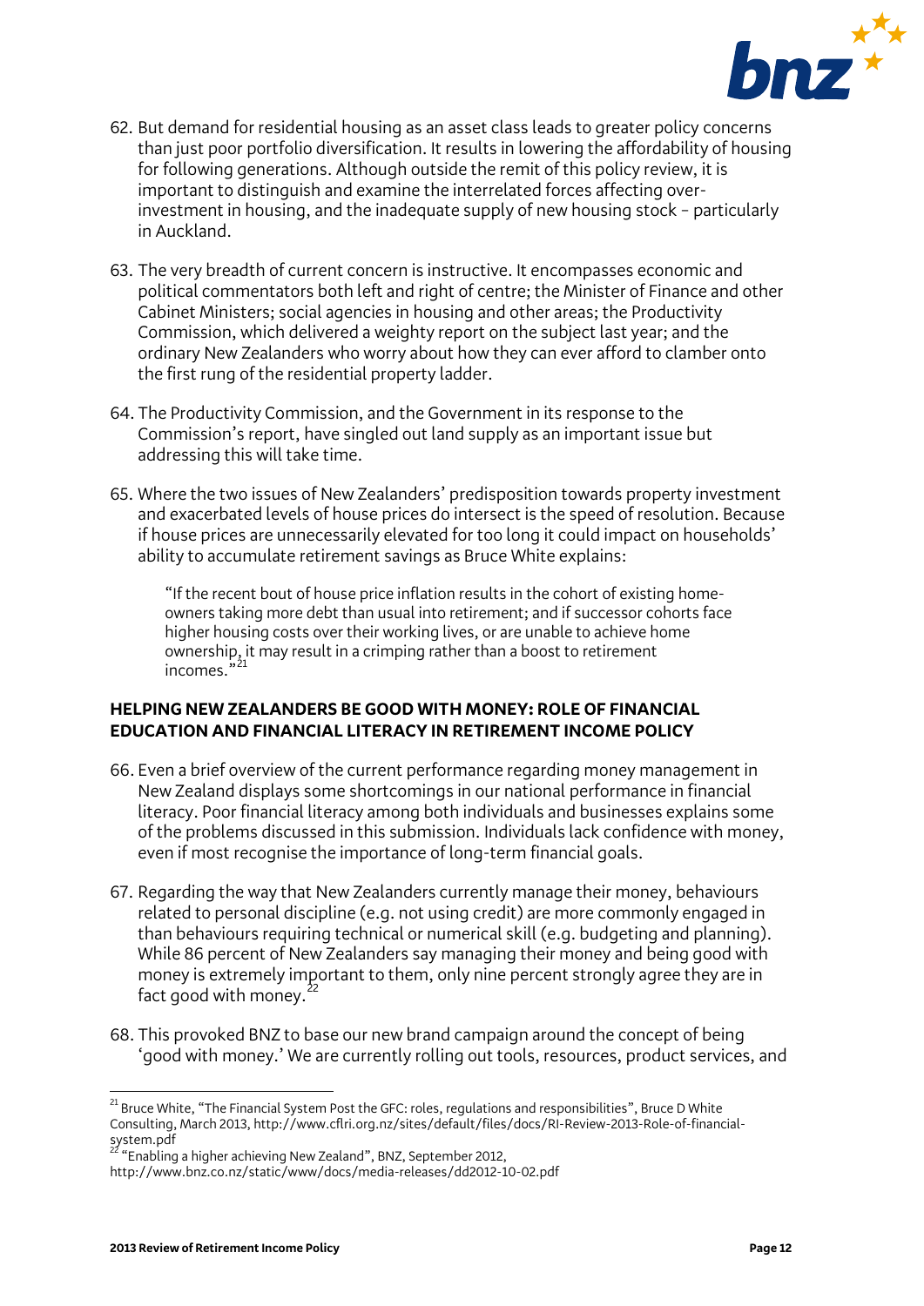62. But demand for residential housing as an asset class leads to greater policy concerns than just poor portfolio diversification. It results in lowering the affordability of housing for following generations. Although outside the remit of this policy review, it is important to distinguish and examine the interrelated forces affecting over-investment in housing, and the inadequate supply of new housing stock – particularly in Auckland.

63. The very breadth of current concern is instructive. It encompasses economic and political commentators both left and right of centre; the Minister of Finance and other Cabinet Ministers; social agencies in housing and other areas; the Productivity Commission, which delivered a weighty report on the subject last year; and the ordinary New Zealanders who worry about how they can ever afford to clamber onto the first rung of the residential property ladder.

64. The Productivity Commission, and the Government in its response to the Commission's report, have singled out land supply as an important issue but addressing this will take time.

65. Where the two issues of New Zealanders' predisposition towards property investment and exacerbated levels of house prices do intersect is the speed of resolution. Because if house prices are unnecessarily elevated for too long it could impact on households' ability to accumulate retirement savings as Bruce White explains:

> "If the recent bout of house price inflation results in the cohort of existing home-owners taking more debt than usual into retirement; and if successor cohorts face higher housing costs over their working lives, or are unable to achieve home ownership, it may result in a crimping rather than a boost to retirement incomes."[21]

## HELPING NEW ZEALANDERS BE GOOD WITH MONEY: ROLE OF FINANCIAL EDUCATION AND FINANCIAL LITERACY IN RETIREMENT INCOME POLICY

66. Even a brief overview of the current performance regarding money management in New Zealand displays some shortcomings in our national performance in financial literacy. Poor financial literacy among both individuals and businesses explains some of the problems discussed in this submission. Individuals lack confidence with money, even if most recognise the importance of long-term financial goals.

67. Regarding the way that New Zealanders currently manage their money, behaviours related to personal discipline (e.g. not using credit) are more commonly engaged in than behaviours requiring technical or numerical skill (e.g. budgeting and planning). While 86 percent of New Zealanders say managing their money and being good with money is extremely important to them, only nine percent strongly agree they are in fact good with money.[22]

68. This provoked BNZ to base our new brand campaign around the concept of being 'good with money.' We are currently rolling out tools, resources, product services, and

---

[21] Bruce White, "The Financial System Post the GFC: roles, regulations and responsibilities", Bruce D White Consulting, March 2013, http://www.cflri.org.nz/sites/default/files/docs/RI-Review-2013-Role-of-financial-system.pdf

[22] "Enabling a higher achieving New Zealand", BNZ, September 2012, http://www.bnz.co.nz/static/www/docs/media-releases/dd2012-10-02.pdf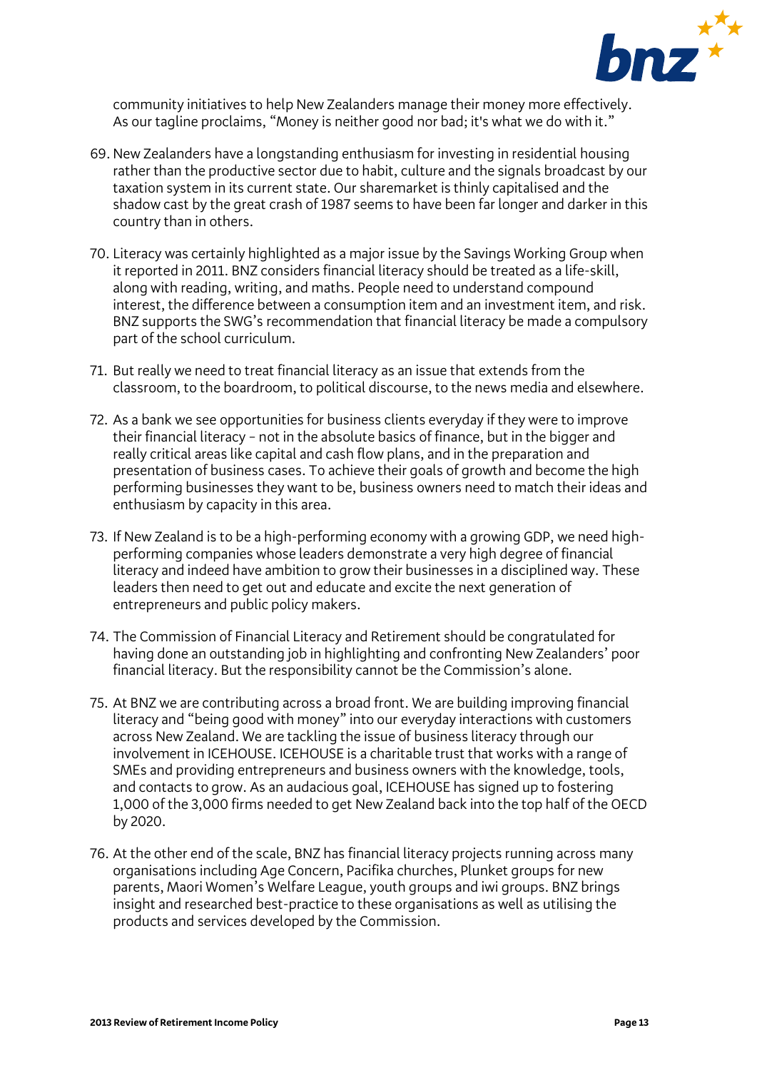community initiatives to help New Zealanders manage their money more effectively. As our tagline proclaims, “Money is neither good nor bad; it's what we do with it.”

69. New Zealanders have a longstanding enthusiasm for investing in residential housing rather than the productive sector due to habit, culture and the signals broadcast by our taxation system in its current state. Our sharemarket is thinly capitalised and the shadow cast by the great crash of 1987 seems to have been far longer and darker in this country than in others.

70. Literacy was certainly highlighted as a major issue by the Savings Working Group when it reported in 2011. BNZ considers financial literacy should be treated as a life-skill, along with reading, writing, and maths. People need to understand compound interest, the difference between a consumption item and an investment item, and risk. BNZ supports the SWG’s recommendation that financial literacy be made a compulsory part of the school curriculum.

71. But really we need to treat financial literacy as an issue that extends from the classroom, to the boardroom, to political discourse, to the news media and elsewhere.

72. As a bank we see opportunities for business clients everyday if they were to improve their financial literacy – not in the absolute basics of finance, but in the bigger and really critical areas like capital and cash flow plans, and in the preparation and presentation of business cases. To achieve their goals of growth and become the high performing businesses they want to be, business owners need to match their ideas and enthusiasm by capacity in this area.

73. If New Zealand is to be a high-performing economy with a growing GDP, we need high-performing companies whose leaders demonstrate a very high degree of financial literacy and indeed have ambition to grow their businesses in a disciplined way. These leaders then need to get out and educate and excite the next generation of entrepreneurs and public policy makers.

74. The Commission of Financial Literacy and Retirement should be congratulated for having done an outstanding job in highlighting and confronting New Zealanders’ poor financial literacy. But the responsibility cannot be the Commission’s alone.

75. At BNZ we are contributing across a broad front. We are building improving financial literacy and “being good with money” into our everyday interactions with customers across New Zealand. We are tackling the issue of business literacy through our involvement in ICEHOUSE. ICEHOUSE is a charitable trust that works with a range of SMEs and providing entrepreneurs and business owners with the knowledge, tools, and contacts to grow. As an audacious goal, ICEHOUSE has signed up to fostering 1,000 of the 3,000 firms needed to get New Zealand back into the top half of the OECD by 2020.

76. At the other end of the scale, BNZ has financial literacy projects running across many organisations including Age Concern, Pacifika churches, Plunket groups for new parents, Maori Women’s Welfare League, youth groups and iwi groups. BNZ brings insight and researched best-practice to these organisations as well as utilising the products and services developed by the Commission.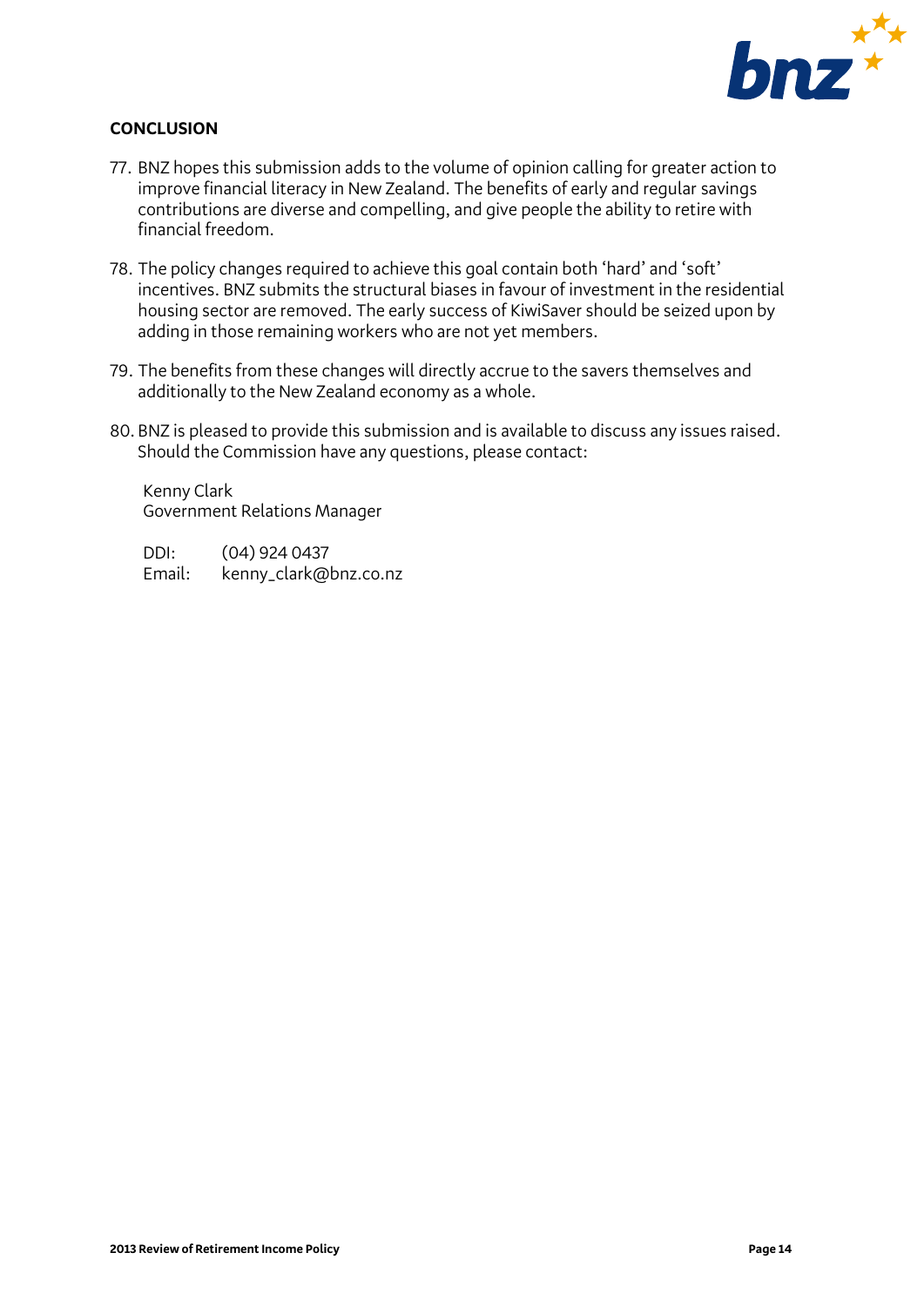## CONCLUSION

77. BNZ hopes this submission adds to the volume of opinion calling for greater action to improve financial literacy in New Zealand. The benefits of early and regular savings contributions are diverse and compelling, and give people the ability to retire with financial freedom.

78. The policy changes required to achieve this goal contain both 'hard' and 'soft' incentives. BNZ submits the structural biases in favour of investment in the residential housing sector are removed. The early success of KiwiSaver should be seized upon by adding in those remaining workers who are not yet members.

79. The benefits from these changes will directly accrue to the savers themselves and additionally to the New Zealand economy as a whole.

80. BNZ is pleased to provide this submission and is available to discuss any issues raised. Should the Commission have any questions, please contact:

Kenny Clark
Government Relations Manager

DDI: (04) 924 0437
Email: kenny_clark@bnz.co.nz